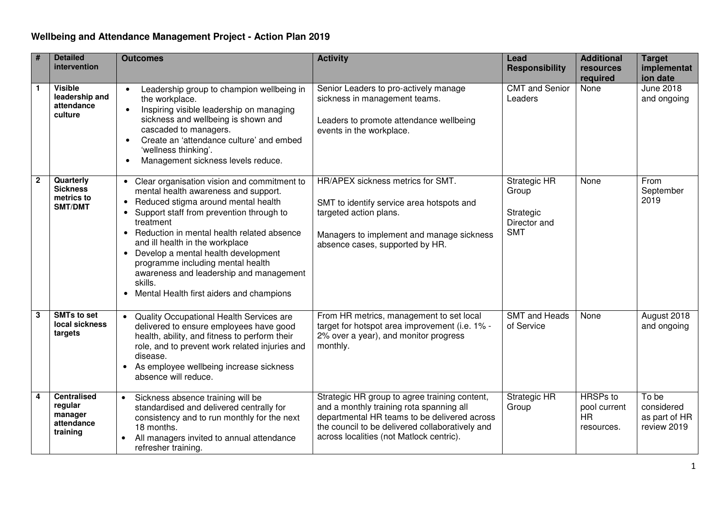# Wellbeing and Attendance Management Project - Action Plan 2019

| # | Detailed intervention | Outcomes | Activity | Lead Responsibility | Additional resources required | Target implementation date |
|---|---|---|---|---|---|---|
| 1 | **Visible leadership and attendance culture** | • Leadership group to champion wellbeing in the workplace.<br>• Inspiring visible leadership on managing sickness and wellbeing is shown and cascaded to managers.<br>• Create an 'attendance culture' and embed 'wellness thinking'.<br>• Management sickness levels reduce. | Senior Leaders to pro-actively manage sickness in management teams.<br><br>Leaders to promote attendance wellbeing events in the workplace. | CMT and Senior Leaders | None | June 2018 and ongoing |
| 2 | **Quarterly Sickness metrics to SMT/DMT** | • Clear organisation vision and commitment to mental health awareness and support.<br>• Reduced stigma around mental health<br>• Support staff from prevention through to treatment<br>• Reduction in mental health related absence and ill health in the workplace<br>• Develop a mental health development programme including mental health awareness and leadership and management skills.<br>• Mental Health first aiders and champions | HR/APEX sickness metrics for SMT.<br><br>SMT to identify service area hotspots and targeted action plans.<br><br>Managers to implement and manage sickness absence cases, supported by HR. | Strategic HR Group<br><br>Strategic Director and SMT | None | From September 2019 |
| 3 | **SMTs to set local sickness targets** | • Quality Occupational Health Services are delivered to ensure employees have good health, ability, and fitness to perform their role, and to prevent work related injuries and disease.<br>• As employee wellbeing increase sickness absence will reduce. | From HR metrics, management to set local target for hotspot area improvement (i.e. 1% - 2% over a year), and monitor progress monthly. | SMT and Heads of Service | None | August 2018 and ongoing |
| 4 | **Centralised regular manager attendance training** | • Sickness absence training will be standardised and delivered centrally for consistency and to run monthly for the next 18 months.<br>• All managers invited to annual attendance refresher training. | Strategic HR group to agree training content, and a monthly training rota spanning all departmental HR teams to be delivered across the council to be delivered collaboratively and across localities (not Matlock centric). | Strategic HR Group | HRSPs to pool current HR resources. | To be considered as part of HR review 2019 |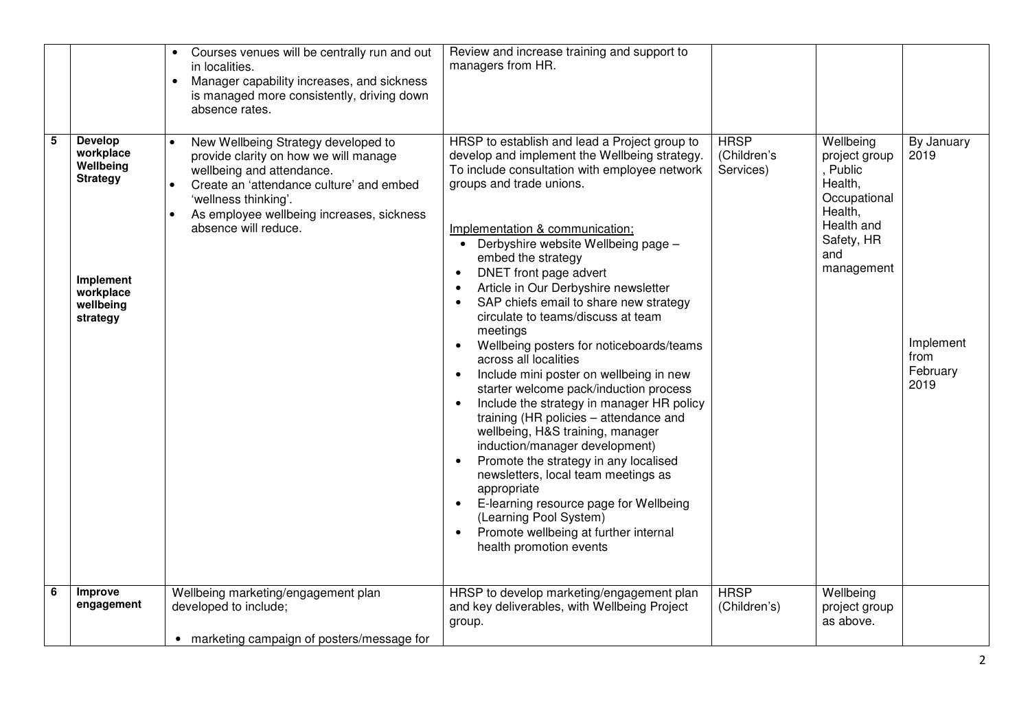| | | | | | | |
|---|---|---|---|---|---|---|
| | | • Courses venues will be centrally run and out in localities.<br>• Manager capability increases, and sickness is managed more consistently, driving down absence rates. | Review and increase training and support to managers from HR. | | | |
| **5** | **Develop workplace Wellbeing Strategy**<br><br>**Implement workplace wellbeing strategy** | • New Wellbeing Strategy developed to provide clarity on how we will manage wellbeing and attendance.<br>• Create an 'attendance culture' and embed 'wellness thinking'.<br>• As employee wellbeing increases, sickness absence will reduce. | HRSP to establish and lead a Project group to develop and implement the Wellbeing strategy. To include consultation with employee network groups and trade unions.<br><br>Implementation & communication;<br>• Derbyshire website Wellbeing page – embed the strategy<br>• DNET front page advert<br>• Article in Our Derbyshire newsletter<br>• SAP chiefs email to share new strategy circulate to teams/discuss at team meetings<br>• Wellbeing posters for noticeboards/teams across all localities<br>• Include mini poster on wellbeing in new starter welcome pack/induction process<br>• Include the strategy in manager HR policy training (HR policies – attendance and wellbeing, H&S training, manager induction/manager development)<br>• Promote the strategy in any localised newsletters, local team meetings as appropriate<br>• E-learning resource page for Wellbeing (Learning Pool System)<br>• Promote wellbeing at further internal health promotion events | **HRSP** (Children's Services) | Wellbeing project group , Public Health, Occupational Health, Health and Safety, HR and management | By January 2019<br><br>Implement from February 2019 |
| **6** | **Improve engagement** | Wellbeing marketing/engagement plan developed to include;<br><br>• marketing campaign of posters/message for | HRSP to develop marketing/engagement plan and key deliverables, with Wellbeing Project group. | **HRSP** (Children's) | Wellbeing project group as above. | |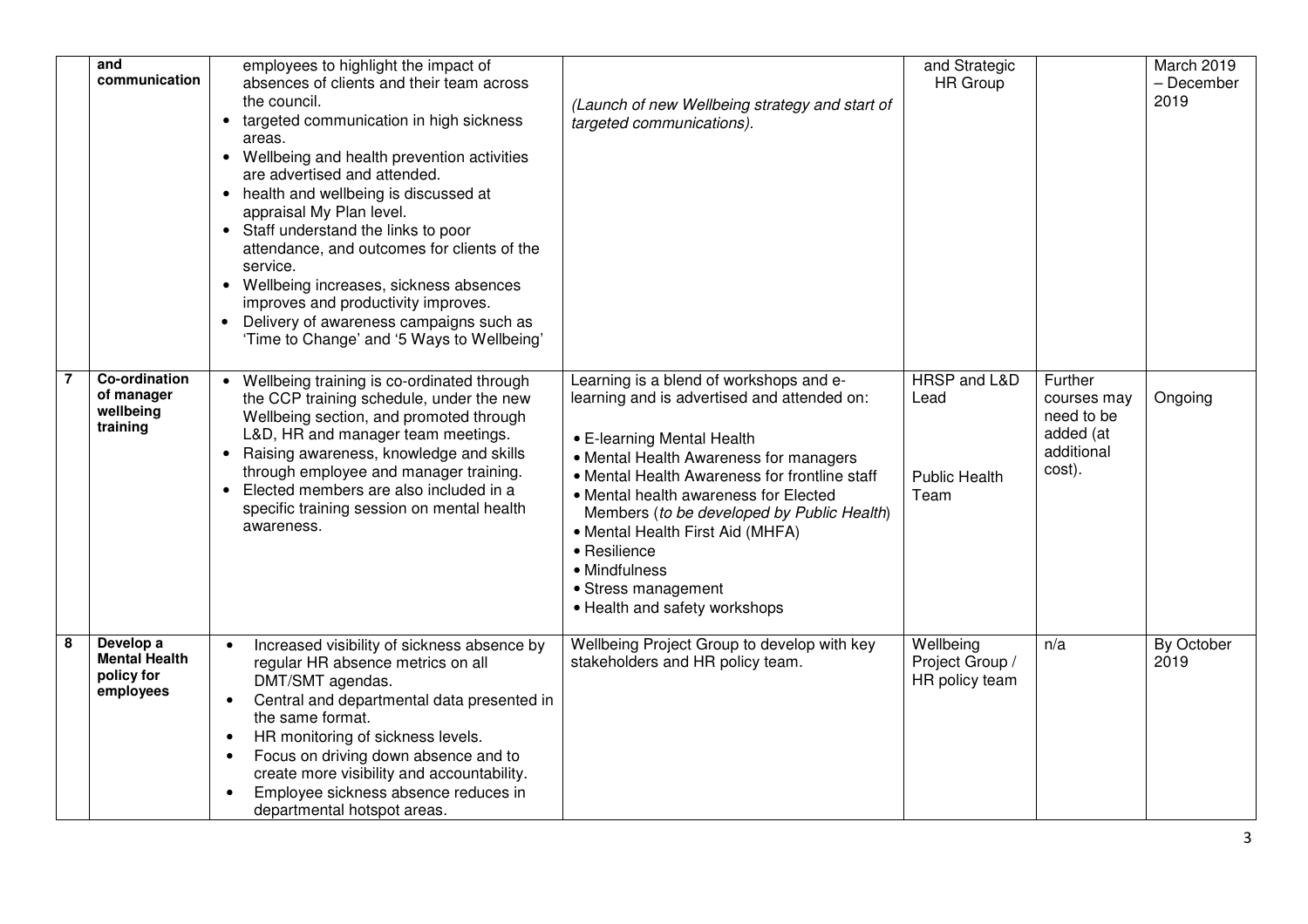| | | | | | | |
|---|---|---|---|---|---|---|
| | **and communication** | employees to highlight the impact of absences of clients and their team across the council.<br>• targeted communication in high sickness areas.<br>• Wellbeing and health prevention activities are advertised and attended.<br>• health and wellbeing is discussed at appraisal My Plan level.<br>• Staff understand the links to poor attendance, and outcomes for clients of the service.<br>• Wellbeing increases, sickness absences improves and productivity improves.<br>• Delivery of awareness campaigns such as 'Time to Change' and '5 Ways to Wellbeing' | *(Launch of new Wellbeing strategy and start of targeted communications).* | and Strategic HR Group | | March 2019 – December 2019 |
| **7** | **Co-ordination of manager wellbeing training** | • Wellbeing training is co-ordinated through the CCP training schedule, under the new Wellbeing section, and promoted through L&D, HR and manager team meetings.<br>• Raising awareness, knowledge and skills through employee and manager training.<br>• Elected members are also included in a specific training session on mental health awareness. | Learning is a blend of workshops and e-learning and is advertised and attended on:<br><br>• E-learning Mental Health<br>• Mental Health Awareness for managers<br>• Mental Health Awareness for frontline staff<br>• Mental health awareness for Elected Members (*to be developed by Public Health*)<br>• Mental Health First Aid (MHFA)<br>• Resilience<br>• Mindfulness<br>• Stress management<br>• Health and safety workshops | HRSP and L&D Lead<br><br>Public Health Team | Further courses may need to be added (at additional cost). | Ongoing |
| **8** | **Develop a Mental Health policy for employees** | • Increased visibility of sickness absence by regular HR absence metrics on all DMT/SMT agendas.<br>• Central and departmental data presented in the same format.<br>• HR monitoring of sickness levels.<br>• Focus on driving down absence and to create more visibility and accountability.<br>• Employee sickness absence reduces in departmental hotspot areas. | Wellbeing Project Group to develop with key stakeholders and HR policy team. | Wellbeing Project Group / HR policy team | n/a | By October 2019 |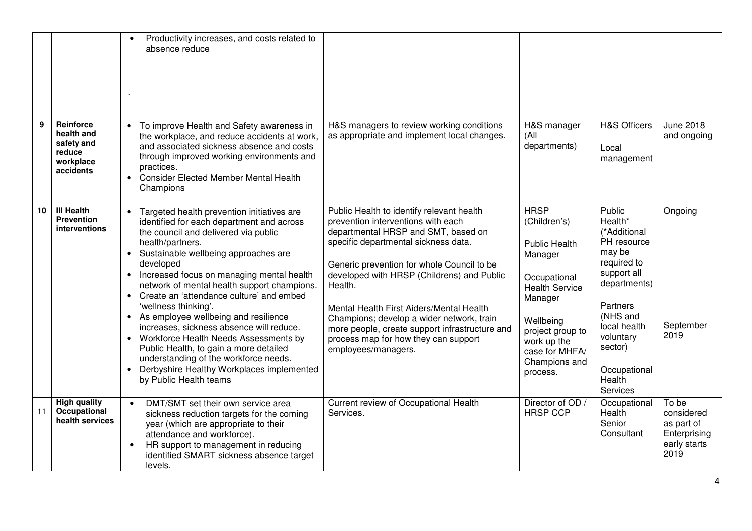| | | | | | | |
|---|---|---|---|---|---|---|
| | | • Productivity increases, and costs related to absence reduce<br><br>. | | | | |
| 9 | **Reinforce health and safety and reduce workplace accidents** | • To improve Health and Safety awareness in the workplace, and reduce accidents at work, and associated sickness absence and costs through improved working environments and practices.<br>• Consider Elected Member Mental Health Champions | H&S managers to review working conditions as appropriate and implement local changes. | H&S manager (All departments) | H&S Officers<br><br>Local management | June 2018 and ongoing |
| 10 | **Ill Health Prevention interventions** | • Targeted health prevention initiatives are identified for each department and across the council and delivered via public health/partners.<br>• Sustainable wellbeing approaches are developed<br>• Increased focus on managing mental health network of mental health support champions.<br>• Create an 'attendance culture' and embed 'wellness thinking'.<br>• As employee wellbeing and resilience increases, sickness absence will reduce.<br>• Workforce Health Needs Assessments by Public Health, to gain a more detailed understanding of the workforce needs.<br>• Derbyshire Healthy Workplaces implemented by Public Health teams | Public Health to identify relevant health prevention interventions with each departmental HRSP and SMT, based on specific departmental sickness data.<br><br>Generic prevention for whole Council to be developed with HRSP (Childrens) and Public Health.<br><br>Mental Health First Aiders/Mental Health Champions; develop a wider network, train more people, create support infrastructure and process map for how they can support employees/managers. | HRSP (Children's)<br><br>Public Health Manager<br><br>Occupational Health Service Manager<br><br>Wellbeing project group to work up the case for MHFA/ Champions and process. | Public Health*<br>(*Additional PH resource may be required to support all departments)<br><br>Partners (NHS and local health voluntary sector)<br><br>Occupational Health Services | Ongoing<br><br><br><br><br><br>September 2019 |
| 11 | **High quality Occupational health services** | • DMT/SMT set their own service area sickness reduction targets for the coming year (which are appropriate to their attendance and workforce).<br>• HR support to management in reducing identified SMART sickness absence target levels. | Current review of Occupational Health Services. | Director of OD / HRSP CCP | Occupational Health Senior Consultant | To be considered as part of Enterprising early starts 2019 |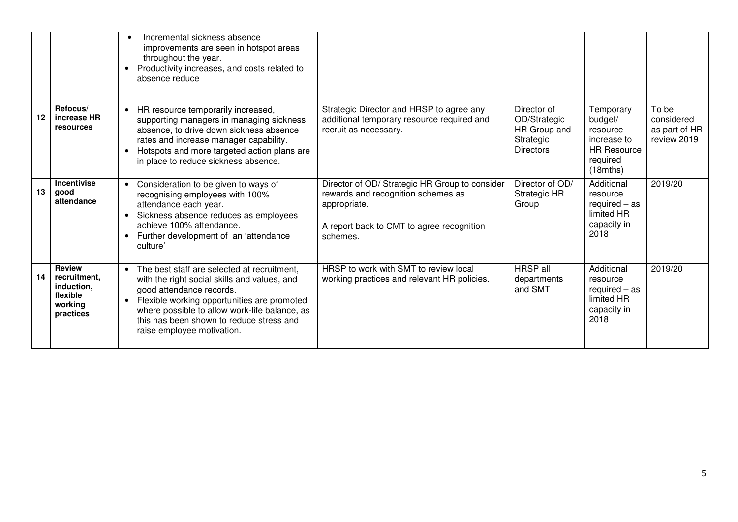| | | | | | | |
|---|---|---|---|---|---|---|
| | | • Incremental sickness absence improvements are seen in hotspot areas throughout the year.<br>• Productivity increases, and costs related to absence reduce | | | | |
| 12 | **Refocus/ increase HR resources** | • HR resource temporarily increased, supporting managers in managing sickness absence, to drive down sickness absence rates and increase manager capability.<br>• Hotspots and more targeted action plans are in place to reduce sickness absence. | Strategic Director and HRSP to agree any additional temporary resource required and recruit as necessary. | Director of OD/Strategic HR Group and Strategic Directors | Temporary budget/ resource increase to HR Resource required (18mths) | To be considered as part of HR review 2019 |
| 13 | **Incentivise good attendance** | • Consideration to be given to ways of recognising employees with 100% attendance each year.<br>• Sickness absence reduces as employees achieve 100% attendance.<br>• Further development of an 'attendance culture' | Director of OD/ Strategic HR Group to consider rewards and recognition schemes as appropriate.<br><br>A report back to CMT to agree recognition schemes. | Director of OD/ Strategic HR Group | Additional resource required – as limited HR capacity in 2018 | 2019/20 |
| 14 | **Review recruitment, induction, flexible working practices** | • The best staff are selected at recruitment, with the right social skills and values, and good attendance records.<br>• Flexible working opportunities are promoted where possible to allow work-life balance, as this has been shown to reduce stress and raise employee motivation. | HRSP to work with SMT to review local working practices and relevant HR policies. | HRSP all departments and SMT | Additional resource required – as limited HR capacity in 2018 | 2019/20 |